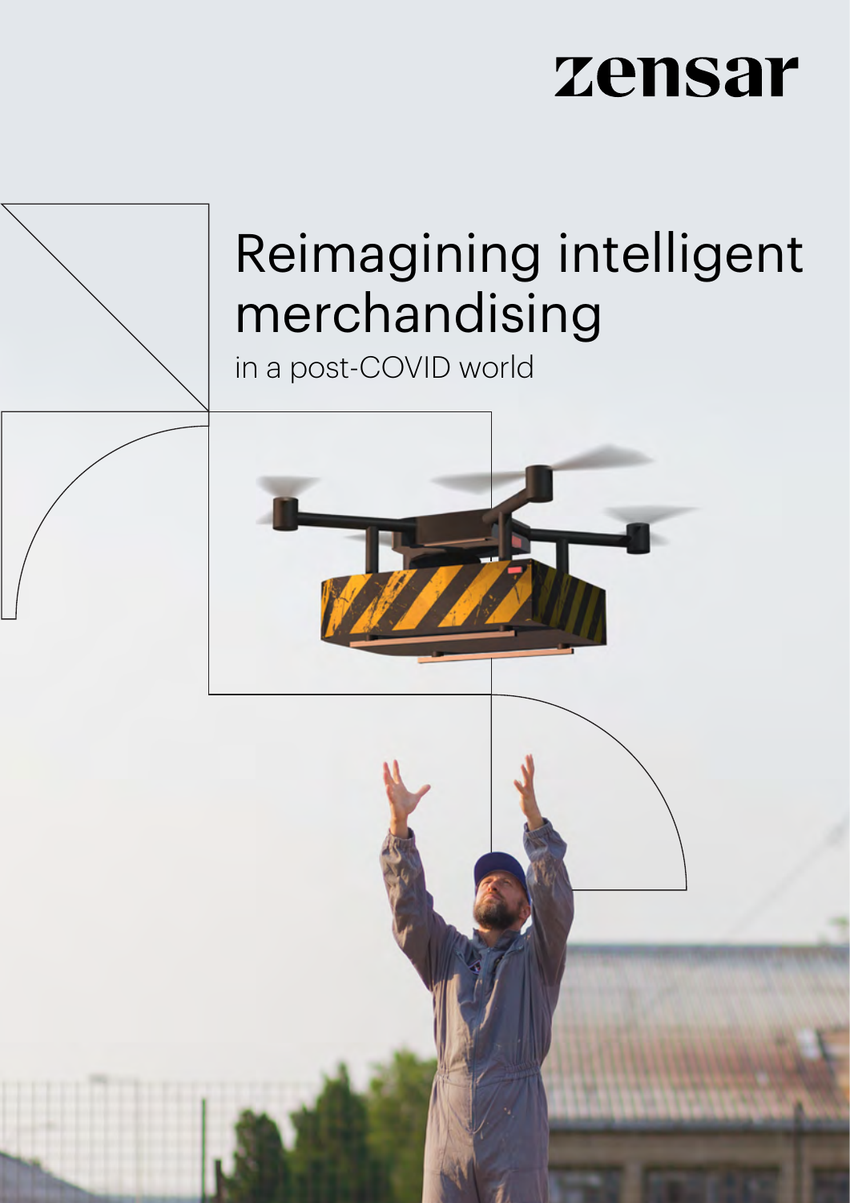zensar

# Reimagining intelligent merchandising

in a post-COVID world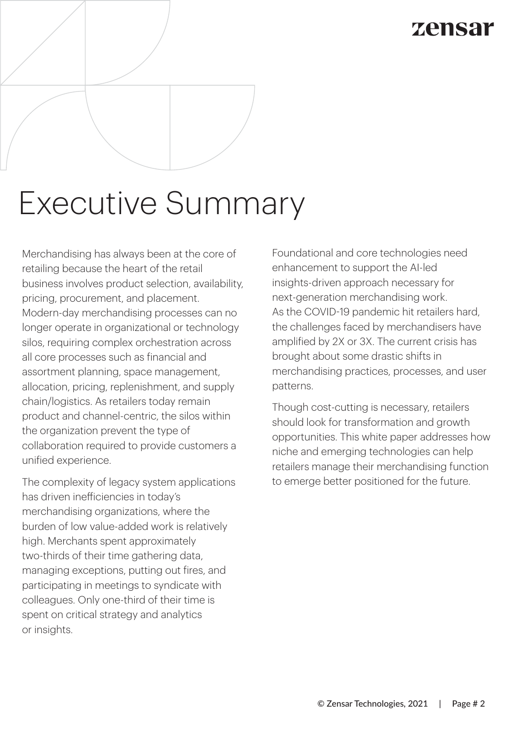# Executive Summary

Merchandising has always been at the core of retailing because the heart of the retail business involves product selection, availability, pricing, procurement, and placement. Modern-day merchandising processes can no longer operate in organizational or technology silos, requiring complex orchestration across all core processes such as financial and assortment planning, space management, allocation, pricing, replenishment, and supply chain/logistics. As retailers today remain product and channel-centric, the silos within the organization prevent the type of collaboration required to provide customers a unified experience.

The complexity of legacy system applications has driven inefficiencies in today's merchandising organizations, where the burden of low value-added work is relatively high. Merchants spent approximately two-thirds of their time gathering data, managing exceptions, putting out fires, and participating in meetings to syndicate with colleagues. Only one-third of their time is spent on critical strategy and analytics or insights.

Foundational and core technologies need enhancement to support the AI-led insights-driven approach necessary for next-generation merchandising work. As the COVID-19 pandemic hit retailers hard, the challenges faced by merchandisers have amplified by 2X or 3X. The current crisis has brought about some drastic shifts in merchandising practices, processes, and user patterns.

Though cost-cutting is necessary, retailers should look for transformation and growth opportunities. This white paper addresses how niche and emerging technologies can help retailers manage their merchandising function to emerge better positioned for the future.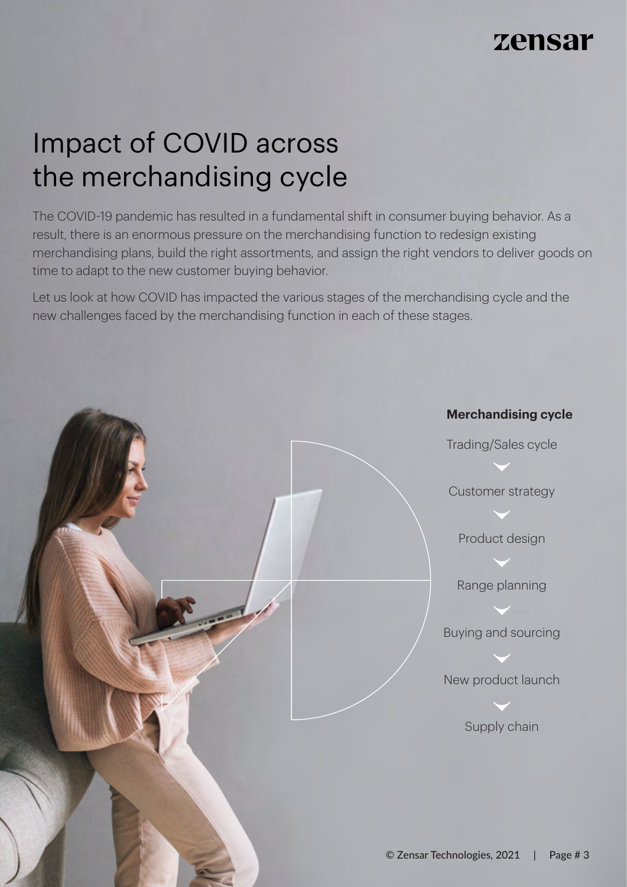# Impact of COVID across the merchandising cycle

The COVID-19 pandemic has resulted in a fundamental shift in consumer buying behavior. As a result, there is an enormous pressure on the merchandising function to redesign existing merchandising plans, build the right assortments, and assign the right vendors to deliver goods on time to adapt to the new customer buying behavior.

Let us look at how COVID has impacted the various stages of the merchandising cycle and the new challenges faced by the merchandising function in each of these stages.

**Merchandising cycle**

- Trading/Sales cycle
- Customer strategy
- Product design
- Range planning
- Buying and sourcing
- New product launch
- Supply chain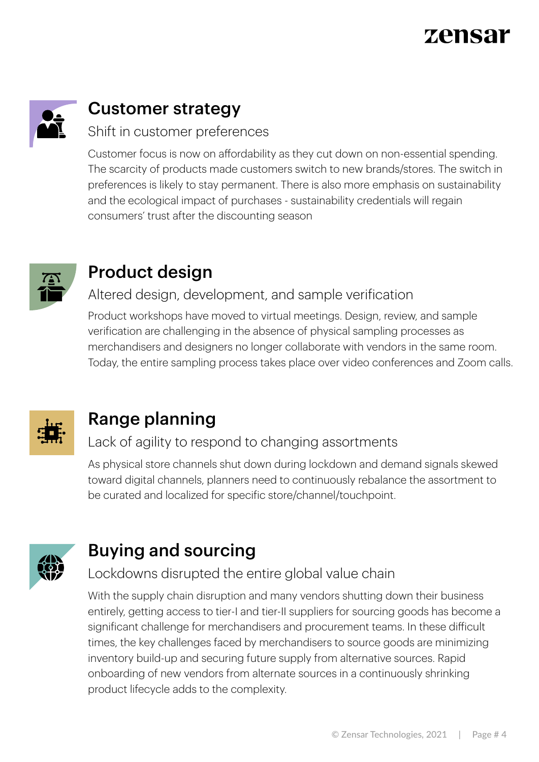## Customer strategy

### Shift in customer preferences

Customer focus is now on affordability as they cut down on non-essential spending. The scarcity of products made customers switch to new brands/stores. The switch in preferences is likely to stay permanent. There is also more emphasis on sustainability and the ecological impact of purchases - sustainability credentials will regain consumers' trust after the discounting season

## Product design

### Altered design, development, and sample verification

Product workshops have moved to virtual meetings. Design, review, and sample verification are challenging in the absence of physical sampling processes as merchandisers and designers no longer collaborate with vendors in the same room. Today, the entire sampling process takes place over video conferences and Zoom calls.

## Range planning

### Lack of agility to respond to changing assortments

As physical store channels shut down during lockdown and demand signals skewed toward digital channels, planners need to continuously rebalance the assortment to be curated and localized for specific store/channel/touchpoint.

## Buying and sourcing

### Lockdowns disrupted the entire global value chain

With the supply chain disruption and many vendors shutting down their business entirely, getting access to tier-I and tier-II suppliers for sourcing goods has become a significant challenge for merchandisers and procurement teams. In these difficult times, the key challenges faced by merchandisers to source goods are minimizing inventory build-up and securing future supply from alternative sources. Rapid onboarding of new vendors from alternate sources in a continuously shrinking product lifecycle adds to the complexity.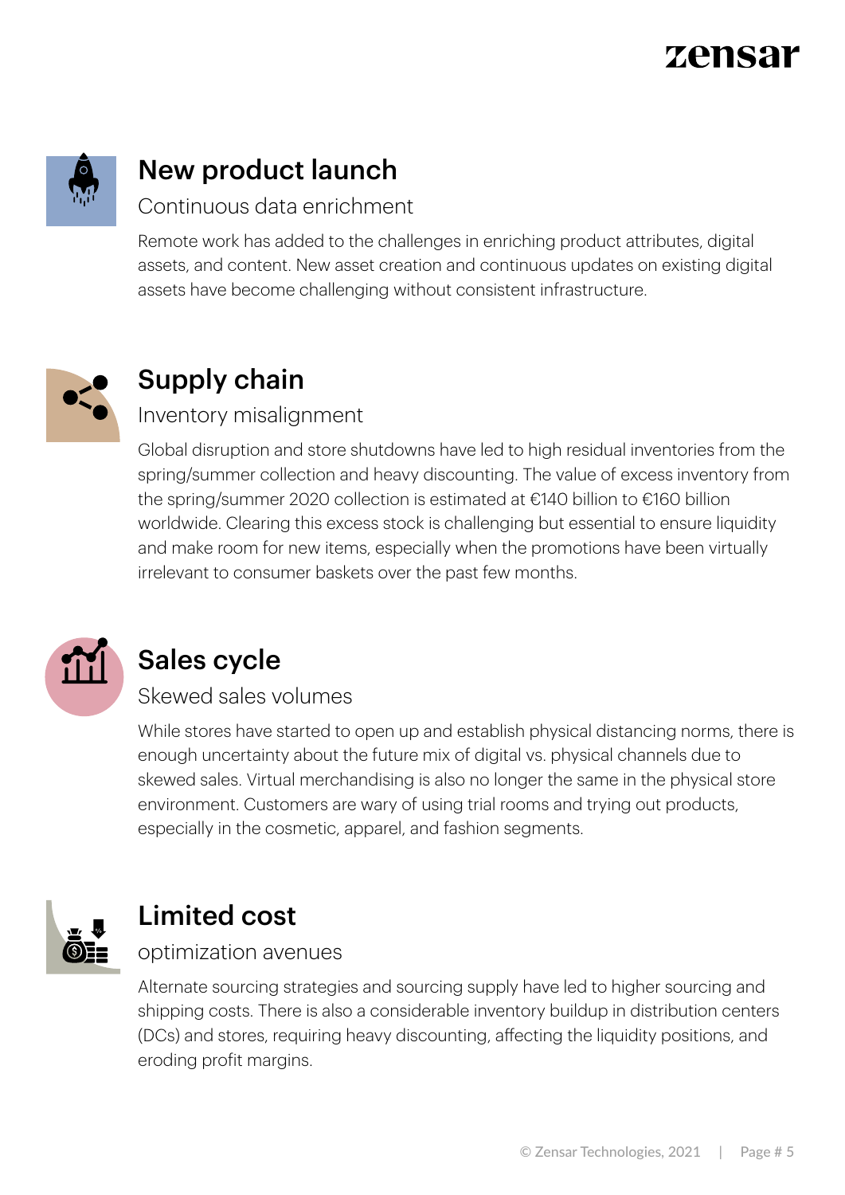## New product launch

### Continuous data enrichment

Remote work has added to the challenges in enriching product attributes, digital assets, and content. New asset creation and continuous updates on existing digital assets have become challenging without consistent infrastructure.

## Supply chain

### Inventory misalignment

Global disruption and store shutdowns have led to high residual inventories from the spring/summer collection and heavy discounting. The value of excess inventory from the spring/summer 2020 collection is estimated at €140 billion to €160 billion worldwide. Clearing this excess stock is challenging but essential to ensure liquidity and make room for new items, especially when the promotions have been virtually irrelevant to consumer baskets over the past few months.

## Sales cycle

### Skewed sales volumes

While stores have started to open up and establish physical distancing norms, there is enough uncertainty about the future mix of digital vs. physical channels due to skewed sales. Virtual merchandising is also no longer the same in the physical store environment. Customers are wary of using trial rooms and trying out products, especially in the cosmetic, apparel, and fashion segments.

## Limited cost

### optimization avenues

Alternate sourcing strategies and sourcing supply have led to higher sourcing and shipping costs. There is also a considerable inventory buildup in distribution centers (DCs) and stores, requiring heavy discounting, affecting the liquidity positions, and eroding profit margins.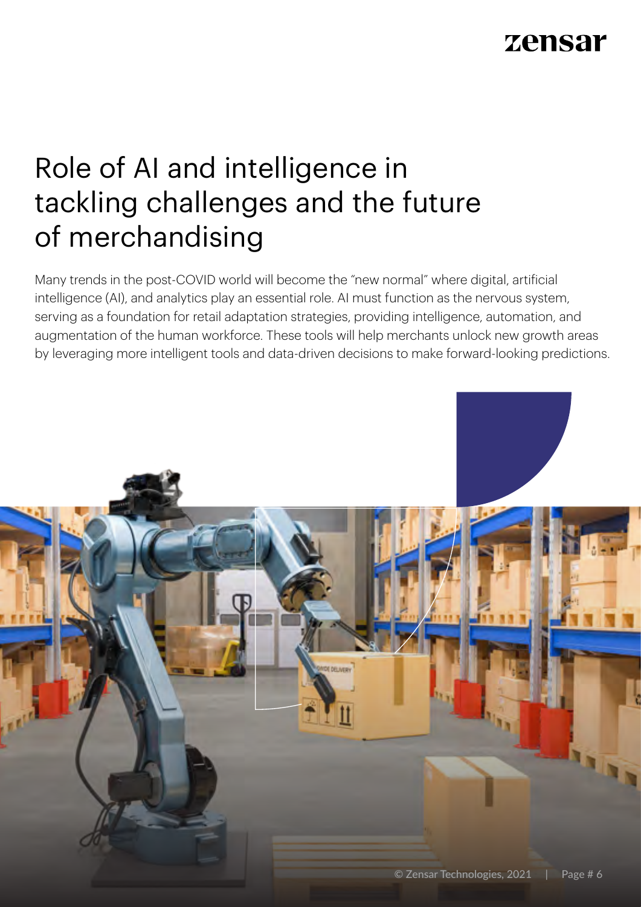# Role of AI and intelligence in tackling challenges and the future of merchandising

Many trends in the post-COVID world will become the "new normal" where digital, artificial intelligence (AI), and analytics play an essential role. AI must function as the nervous system, serving as a foundation for retail adaptation strategies, providing intelligence, automation, and augmentation of the human workforce. These tools will help merchants unlock new growth areas by leveraging more intelligent tools and data-driven decisions to make forward-looking predictions.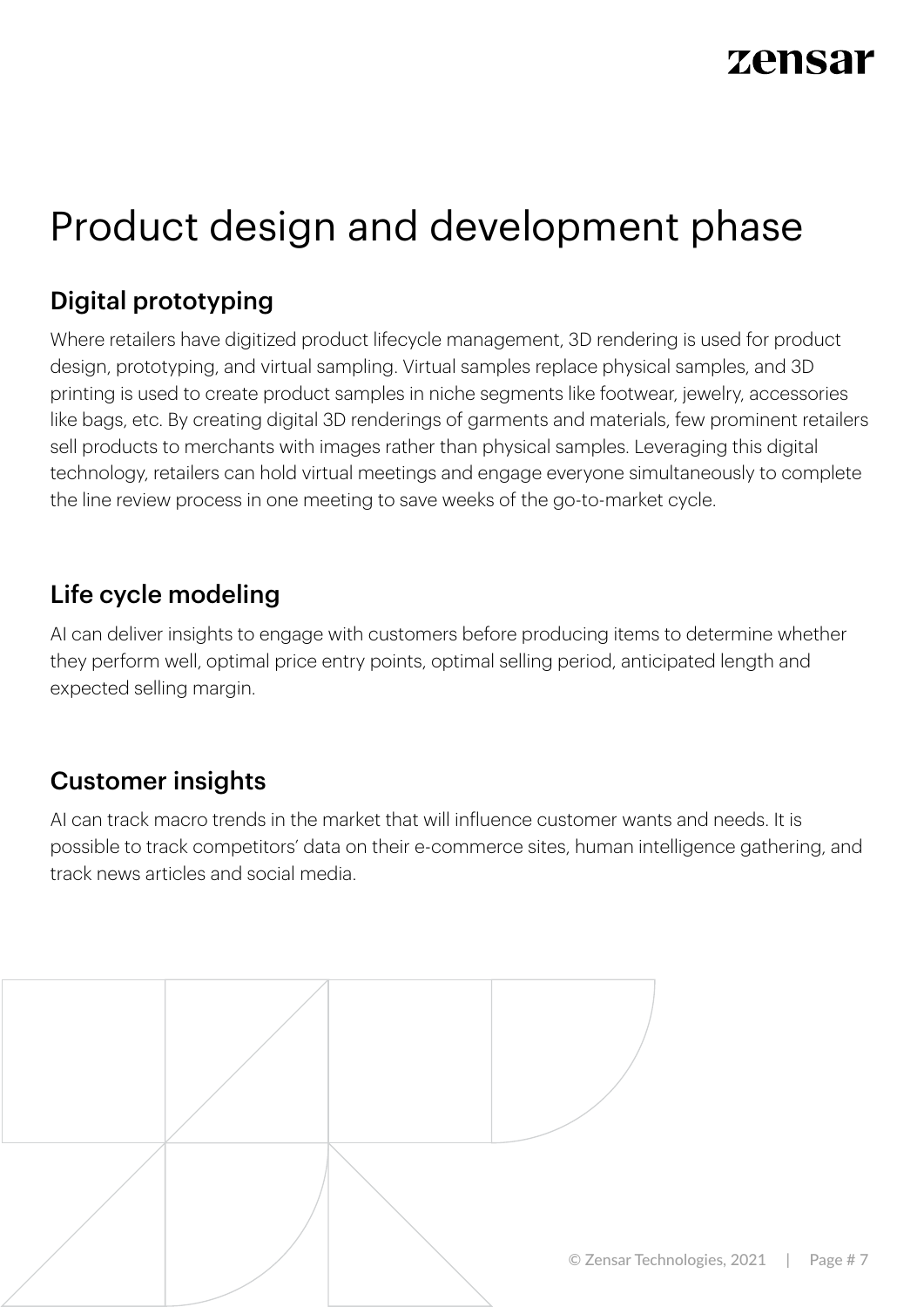# Product design and development phase

## Digital prototyping

Where retailers have digitized product lifecycle management, 3D rendering is used for product design, prototyping, and virtual sampling. Virtual samples replace physical samples, and 3D printing is used to create product samples in niche segments like footwear, jewelry, accessories like bags, etc. By creating digital 3D renderings of garments and materials, few prominent retailers sell products to merchants with images rather than physical samples. Leveraging this digital technology, retailers can hold virtual meetings and engage everyone simultaneously to complete the line review process in one meeting to save weeks of the go-to-market cycle.

## Life cycle modeling

AI can deliver insights to engage with customers before producing items to determine whether they perform well, optimal price entry points, optimal selling period, anticipated length and expected selling margin.

## Customer insights

AI can track macro trends in the market that will influence customer wants and needs. It is possible to track competitors' data on their e-commerce sites, human intelligence gathering, and track news articles and social media.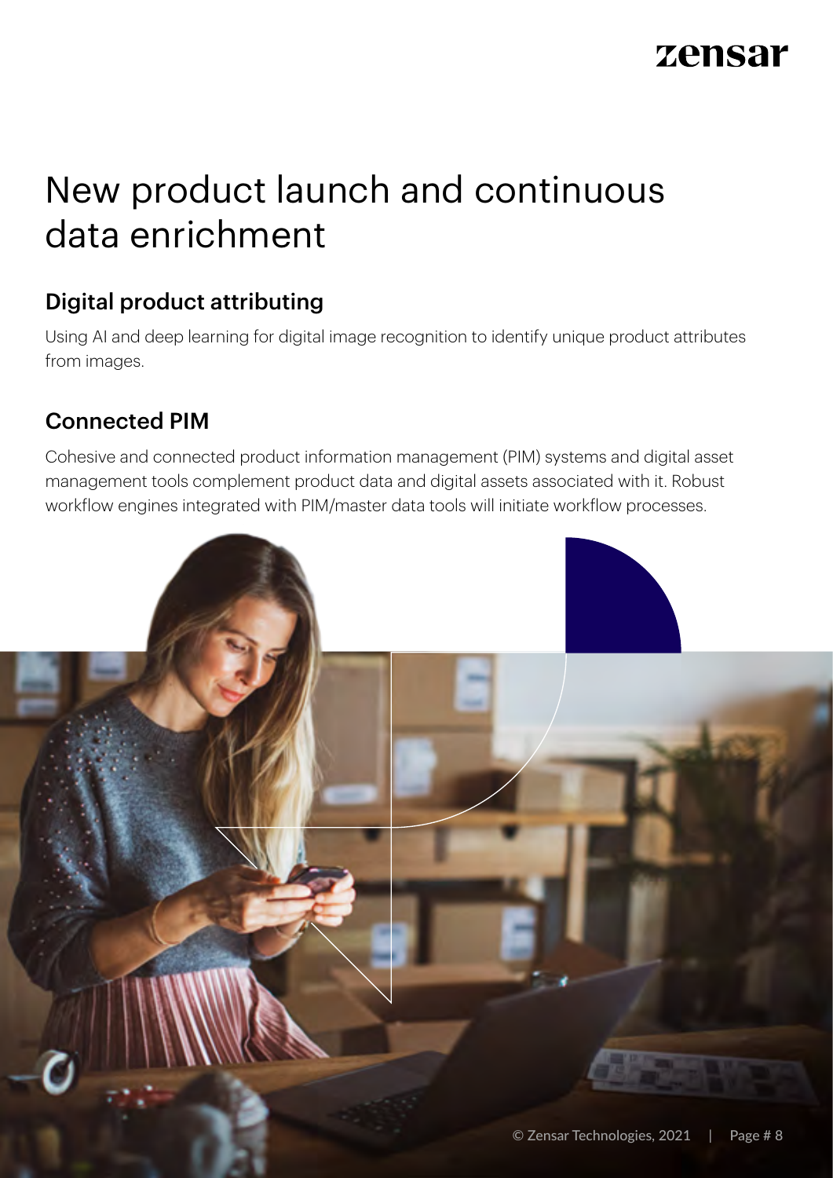# New product launch and continuous data enrichment

## Digital product attributing

Using AI and deep learning for digital image recognition to identify unique product attributes from images.

## Connected PIM

Cohesive and connected product information management (PIM) systems and digital asset management tools complement product data and digital assets associated with it. Robust workflow engines integrated with PIM/master data tools will initiate workflow processes.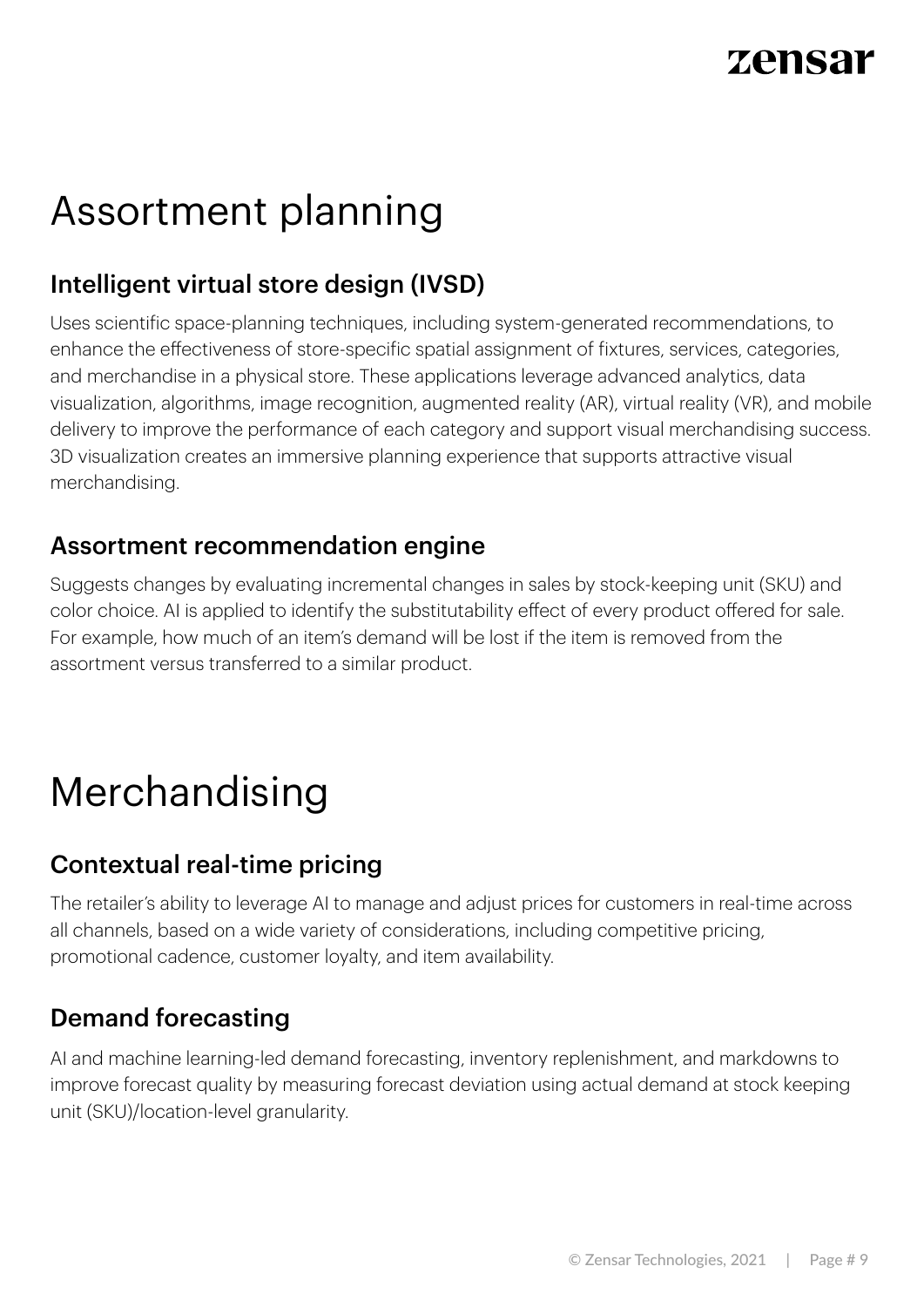# Assortment planning

## Intelligent virtual store design (IVSD)

Uses scientific space-planning techniques, including system-generated recommendations, to enhance the effectiveness of store-specific spatial assignment of fixtures, services, categories, and merchandise in a physical store. These applications leverage advanced analytics, data visualization, algorithms, image recognition, augmented reality (AR), virtual reality (VR), and mobile delivery to improve the performance of each category and support visual merchandising success. 3D visualization creates an immersive planning experience that supports attractive visual merchandising.

## Assortment recommendation engine

Suggests changes by evaluating incremental changes in sales by stock-keeping unit (SKU) and color choice. AI is applied to identify the substitutability effect of every product offered for sale. For example, how much of an item's demand will be lost if the item is removed from the assortment versus transferred to a similar product.

# Merchandising

## Contextual real-time pricing

The retailer's ability to leverage AI to manage and adjust prices for customers in real-time across all channels, based on a wide variety of considerations, including competitive pricing, promotional cadence, customer loyalty, and item availability.

## Demand forecasting

AI and machine learning-led demand forecasting, inventory replenishment, and markdowns to improve forecast quality by measuring forecast deviation using actual demand at stock keeping unit (SKU)/location-level granularity.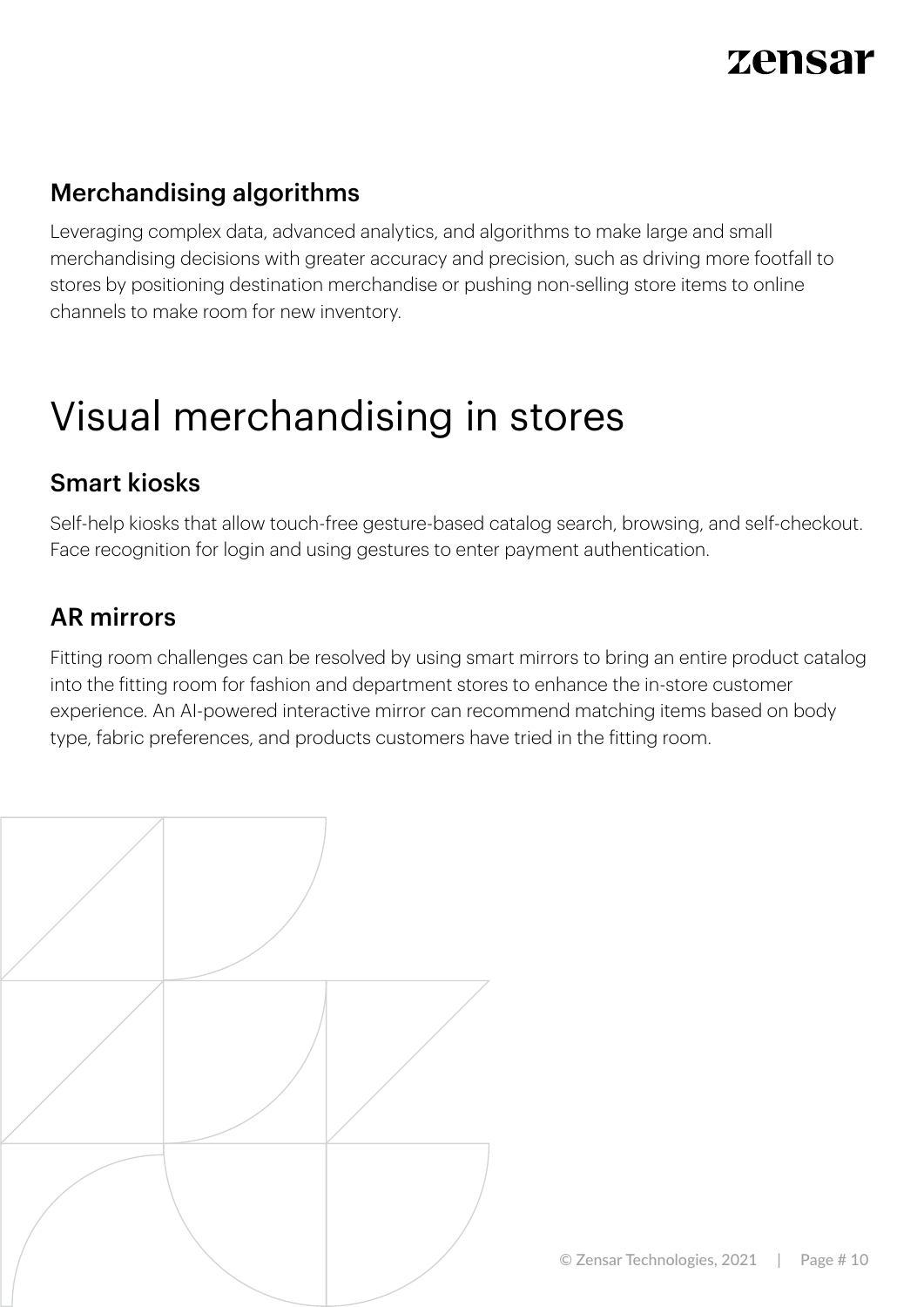### Merchandising algorithms

Leveraging complex data, advanced analytics, and algorithms to make large and small merchandising decisions with greater accuracy and precision, such as driving more footfall to stores by positioning destination merchandise or pushing non-selling store items to online channels to make room for new inventory.

## Visual merchandising in stores

### Smart kiosks

Self-help kiosks that allow touch-free gesture-based catalog search, browsing, and self-checkout. Face recognition for login and using gestures to enter payment authentication.

### AR mirrors

Fitting room challenges can be resolved by using smart mirrors to bring an entire product catalog into the fitting room for fashion and department stores to enhance the in-store customer experience. An AI-powered interactive mirror can recommend matching items based on body type, fabric preferences, and products customers have tried in the fitting room.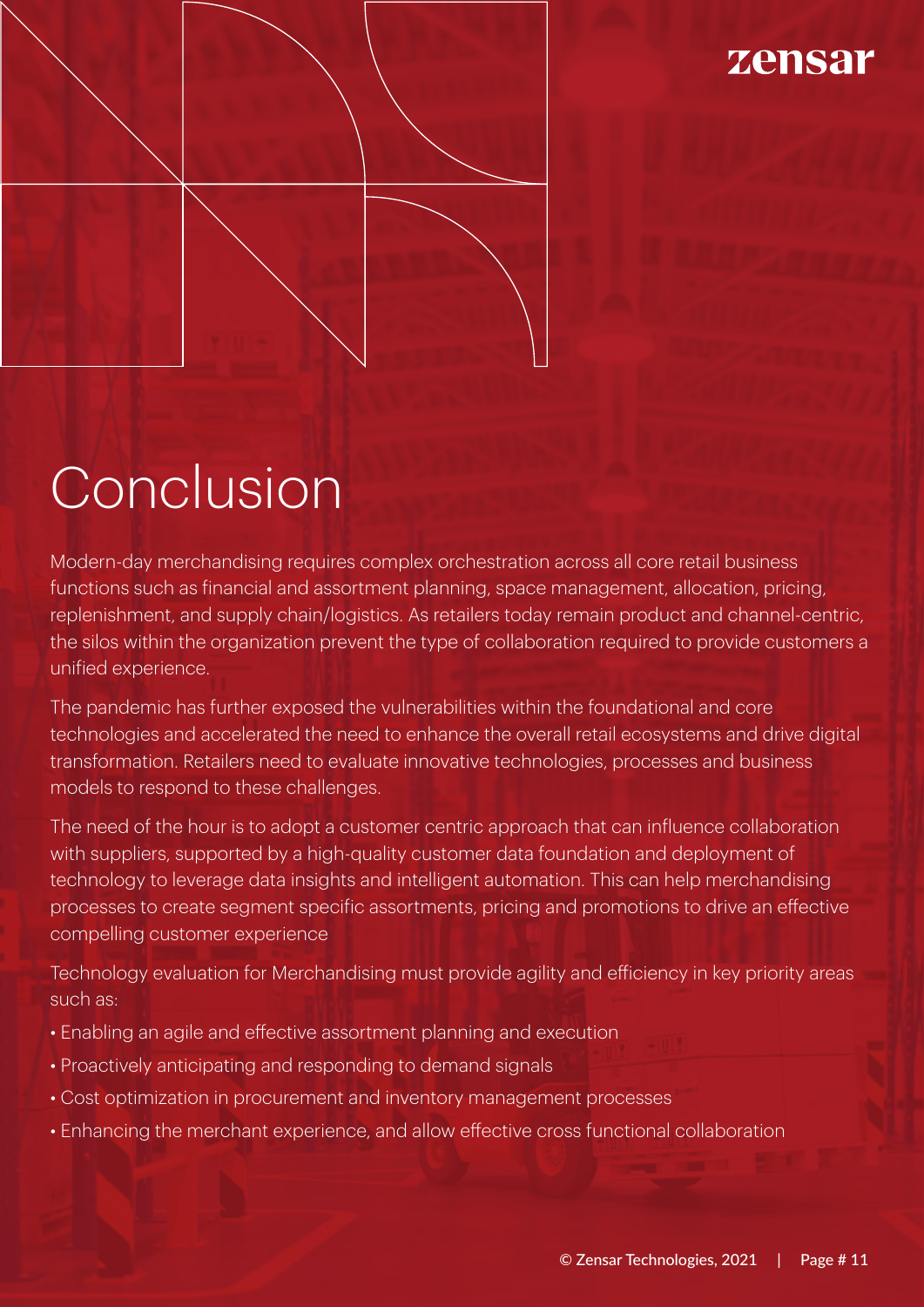# Conclusion

Modern-day merchandising requires complex orchestration across all core retail business functions such as financial and assortment planning, space management, allocation, pricing, replenishment, and supply chain/logistics. As retailers today remain product and channel-centric, the silos within the organization prevent the type of collaboration required to provide customers a unified experience.

The pandemic has further exposed the vulnerabilities within the foundational and core technologies and accelerated the need to enhance the overall retail ecosystems and drive digital transformation. Retailers need to evaluate innovative technologies, processes and business models to respond to these challenges.

The need of the hour is to adopt a customer centric approach that can influence collaboration with suppliers, supported by a high-quality customer data foundation and deployment of technology to leverage data insights and intelligent automation. This can help merchandising processes to create segment specific assortments, pricing and promotions to drive an effective compelling customer experience

Technology evaluation for Merchandising must provide agility and efficiency in key priority areas such as:

- Enabling an agile and effective assortment planning and execution
- Proactively anticipating and responding to demand signals
- Cost optimization in procurement and inventory management processes
- Enhancing the merchant experience, and allow effective cross functional collaboration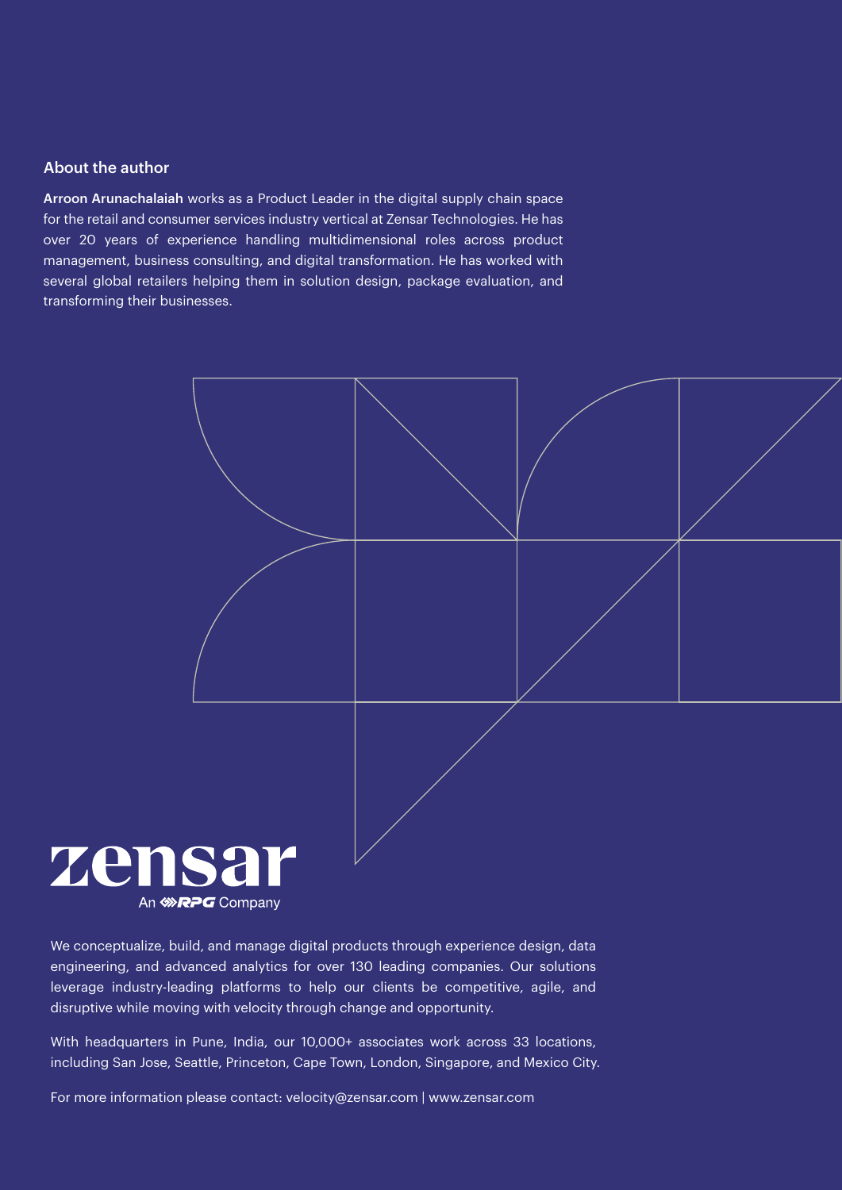## About the author

**Arroon Arunachalaiah** works as a Product Leader in the digital supply chain space for the retail and consumer services industry vertical at Zensar Technologies. He has over 20 years of experience handling multidimensional roles across product management, business consulting, and digital transformation. He has worked with several global retailers helping them in solution design, package evaluation, and transforming their businesses.

zensar

An RPG Company

We conceptualize, build, and manage digital products through experience design, data engineering, and advanced analytics for over 130 leading companies. Our solutions leverage industry-leading platforms to help our clients be competitive, agile, and disruptive while moving with velocity through change and opportunity.

With headquarters in Pune, India, our 10,000+ associates work across 33 locations, including San Jose, Seattle, Princeton, Cape Town, London, Singapore, and Mexico City.

For more information please contact: velocity@zensar.com | www.zensar.com